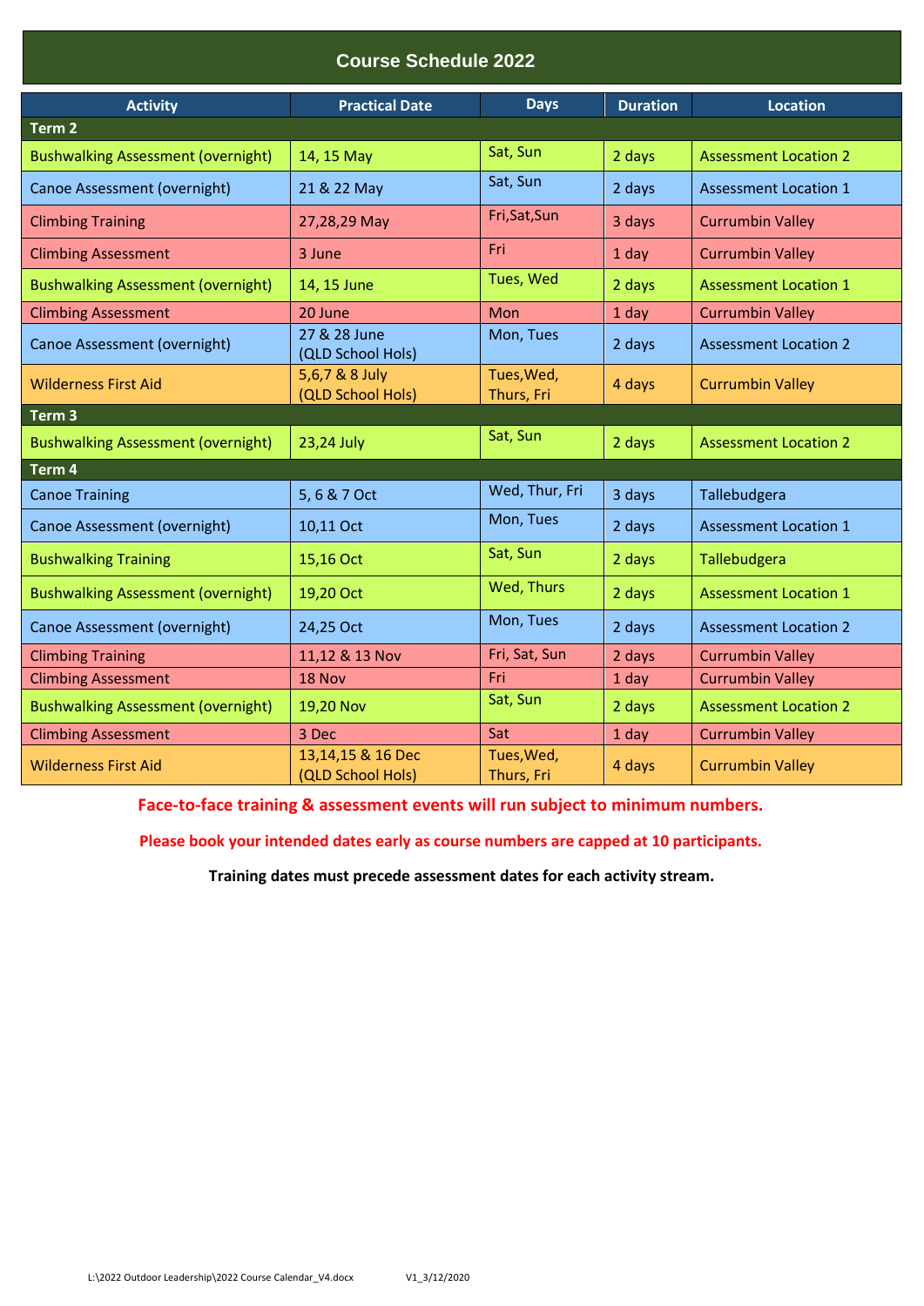# Course Schedule 2022

| Activity | Practical Date | Days | Duration | Location |
| --- | --- | --- | --- | --- |
| **Term 2** | | | | |
| Bushwalking Assessment (overnight) | 14, 15 May | Sat, Sun | 2 days | Assessment Location 2 |
| Canoe Assessment (overnight) | 21 & 22 May | Sat, Sun | 2 days | Assessment Location 1 |
| Climbing Training | 27,28,29 May | Fri,Sat,Sun | 3 days | Currumbin Valley |
| Climbing Assessment | 3 June | Fri | 1 day | Currumbin Valley |
| Bushwalking Assessment (overnight) | 14, 15 June | Tues, Wed | 2 days | Assessment Location 1 |
| Climbing Assessment | 20 June | Mon | 1 day | Currumbin Valley |
| Canoe Assessment (overnight) | 27 & 28 June (QLD School Hols) | Mon, Tues | 2 days | Assessment Location 2 |
| Wilderness First Aid | 5,6,7 & 8 July (QLD School Hols) | Tues,Wed, Thurs, Fri | 4 days | Currumbin Valley |
| **Term 3** | | | | |
| Bushwalking Assessment (overnight) | 23,24 July | Sat, Sun | 2 days | Assessment Location 2 |
| **Term 4** | | | | |
| Canoe Training | 5, 6 & 7 Oct | Wed, Thur, Fri | 3 days | Tallebudgera |
| Canoe Assessment (overnight) | 10,11 Oct | Mon, Tues | 2 days | Assessment Location 1 |
| Bushwalking Training | 15,16 Oct | Sat, Sun | 2 days | Tallebudgera |
| Bushwalking Assessment (overnight) | 19,20 Oct | Wed, Thurs | 2 days | Assessment Location 1 |
| Canoe Assessment (overnight) | 24,25 Oct | Mon, Tues | 2 days | Assessment Location 2 |
| Climbing Training | 11,12 & 13 Nov | Fri, Sat, Sun | 2 days | Currumbin Valley |
| Climbing Assessment | 18 Nov | Fri | 1 day | Currumbin Valley |
| Bushwalking Assessment (overnight) | 19,20 Nov | Sat, Sun | 2 days | Assessment Location 2 |
| Climbing Assessment | 3 Dec | Sat | 1 day | Currumbin Valley |
| Wilderness First Aid | 13,14,15 & 16 Dec (QLD School Hols) | Tues,Wed, Thurs, Fri | 4 days | Currumbin Valley |

**Face-to-face training & assessment events will run subject to minimum numbers.**

**Please book your intended dates early as course numbers are capped at 10 participants.**

**Training dates must precede assessment dates for each activity stream.**

L:\2022 Outdoor Leadership\2022 Course Calendar_V4.docx V1_3/12/2020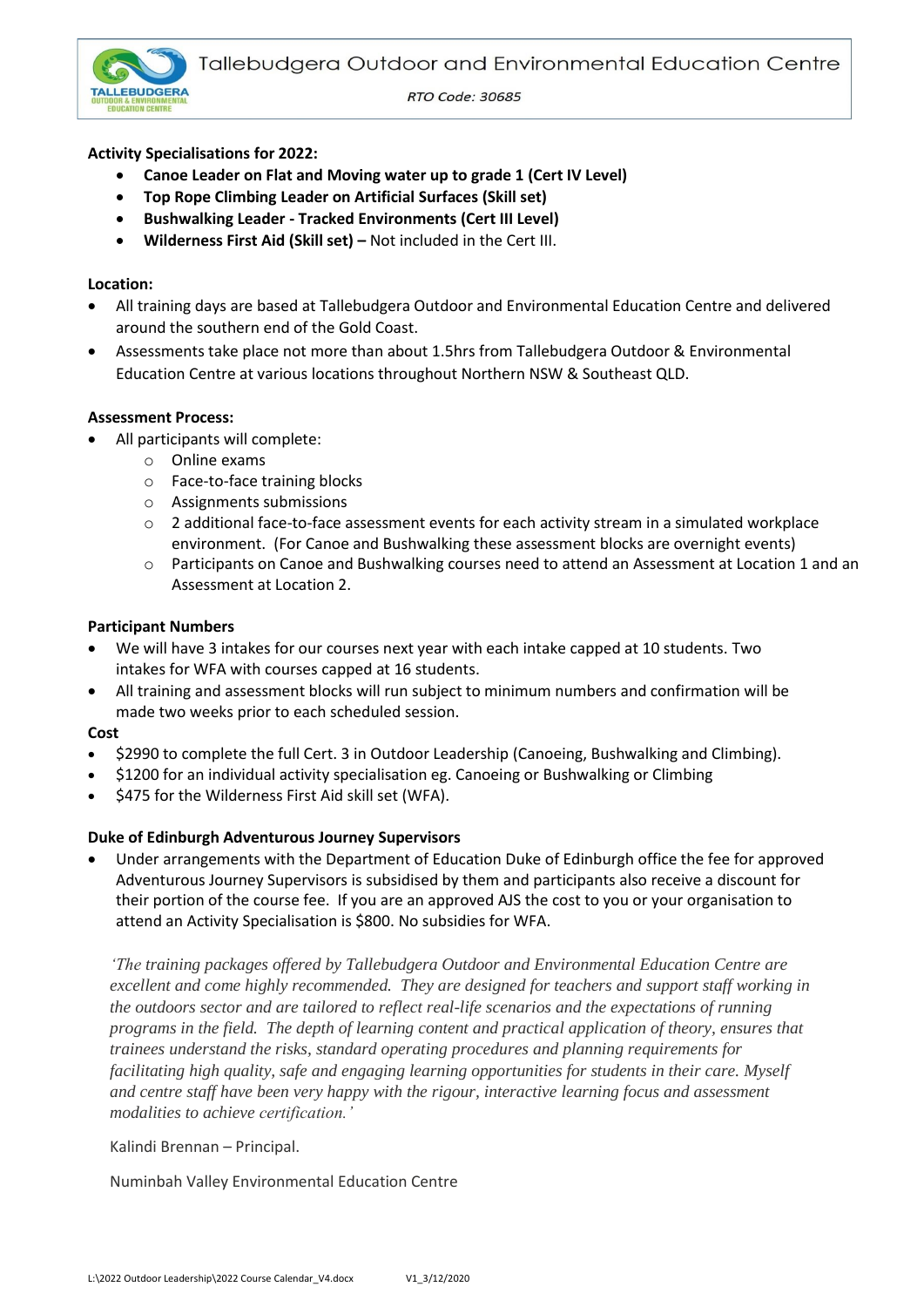**Activity Specialisations for 2022:**

- **Canoe Leader on Flat and Moving water up to grade 1 (Cert IV Level)**
- **Top Rope Climbing Leader on Artificial Surfaces (Skill set)**
- **Bushwalking Leader - Tracked Environments (Cert III Level)**
- **Wilderness First Aid (Skill set) –** Not included in the Cert III.

**Location:**

- All training days are based at Tallebudgera Outdoor and Environmental Education Centre and delivered around the southern end of the Gold Coast.
- Assessments take place not more than about 1.5hrs from Tallebudgera Outdoor & Environmental Education Centre at various locations throughout Northern NSW & Southeast QLD.

**Assessment Process:**

- All participants will complete:
  - Online exams
  - Face-to-face training blocks
  - Assignments submissions
  - 2 additional face-to-face assessment events for each activity stream in a simulated workplace environment. (For Canoe and Bushwalking these assessment blocks are overnight events)
  - Participants on Canoe and Bushwalking courses need to attend an Assessment at Location 1 and an Assessment at Location 2.

**Participant Numbers**

- We will have 3 intakes for our courses next year with each intake capped at 10 students. Two intakes for WFA with courses capped at 16 students.
- All training and assessment blocks will run subject to minimum numbers and confirmation will be made two weeks prior to each scheduled session.

**Cost**

- $2990 to complete the full Cert. 3 in Outdoor Leadership (Canoeing, Bushwalking and Climbing).
- $1200 for an individual activity specialisation eg. Canoeing or Bushwalking or Climbing
- $475 for the Wilderness First Aid skill set (WFA).

**Duke of Edinburgh Adventurous Journey Supervisors**

- Under arrangements with the Department of Education Duke of Edinburgh office the fee for approved Adventurous Journey Supervisors is subsidised by them and participants also receive a discount for their portion of the course fee. If you are an approved AJS the cost to you or your organisation to attend an Activity Specialisation is $800. No subsidies for WFA.

*'The training packages offered by Tallebudgera Outdoor and Environmental Education Centre are excellent and come highly recommended. They are designed for teachers and support staff working in the outdoors sector and are tailored to reflect real-life scenarios and the expectations of running programs in the field. The depth of learning content and practical application of theory, ensures that trainees understand the risks, standard operating procedures and planning requirements for facilitating high quality, safe and engaging learning opportunities for students in their care. Myself and centre staff have been very happy with the rigour, interactive learning focus and assessment modalities to achieve certification.'*

Kalindi Brennan – Principal.

Numinbah Valley Environmental Education Centre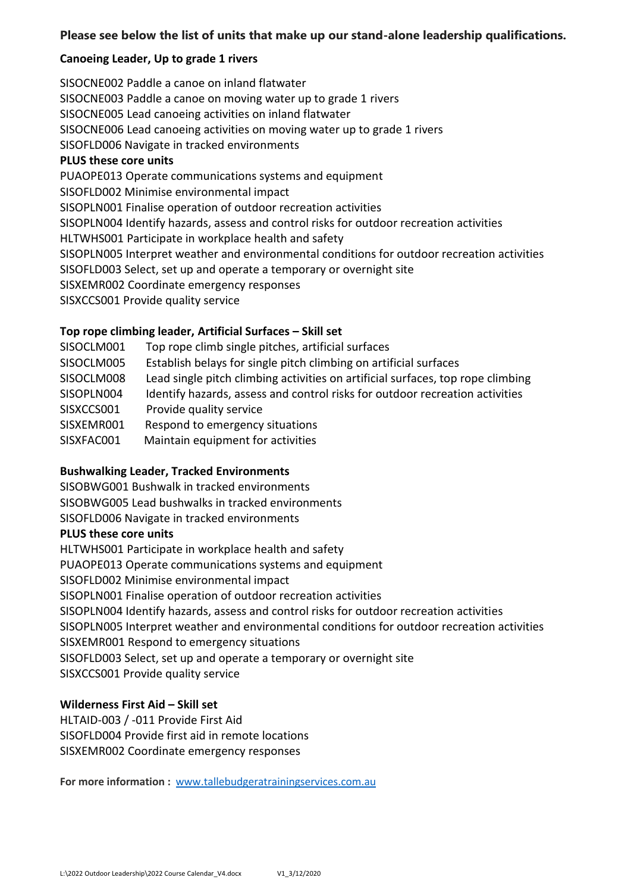**Please see below the list of units that make up our stand-alone leadership qualifications.**

**Canoeing Leader, Up to grade 1 rivers**

SISOCNE002 Paddle a canoe on inland flatwater
SISOCNE003 Paddle a canoe on moving water up to grade 1 rivers
SISOCNE005 Lead canoeing activities on inland flatwater
SISOCNE006 Lead canoeing activities on moving water up to grade 1 rivers
SISOFLD006 Navigate in tracked environments

**PLUS these core units**

PUAOPE013 Operate communications systems and equipment
SISOFLD002 Minimise environmental impact
SISOPLN001 Finalise operation of outdoor recreation activities
SISOPLN004 Identify hazards, assess and control risks for outdoor recreation activities
HLTWHS001 Participate in workplace health and safety
SISOPLN005 Interpret weather and environmental conditions for outdoor recreation activities
SISOFLD003 Select, set up and operate a temporary or overnight site
SISXEMR002 Coordinate emergency responses
SISXCCS001 Provide quality service

**Top rope climbing leader, Artificial Surfaces – Skill set**

| | |
|---|---|
| SISOCLM001 | Top rope climb single pitches, artificial surfaces |
| SISOCLM005 | Establish belays for single pitch climbing on artificial surfaces |
| SISOCLM008 | Lead single pitch climbing activities on artificial surfaces, top rope climbing |
| SISOPLN004 | Identify hazards, assess and control risks for outdoor recreation activities |
| SISXCCS001 | Provide quality service |
| SISXEMR001 | Respond to emergency situations |
| SISXFAC001 | Maintain equipment for activities |

**Bushwalking Leader, Tracked Environments**

SISOBWG001 Bushwalk in tracked environments
SISOBWG005 Lead bushwalks in tracked environments
SISOFLD006 Navigate in tracked environments

**PLUS these core units**

HLTWHS001 Participate in workplace health and safety
PUAOPE013 Operate communications systems and equipment
SISOFLD002 Minimise environmental impact
SISOPLN001 Finalise operation of outdoor recreation activities
SISOPLN004 Identify hazards, assess and control risks for outdoor recreation activities
SISOPLN005 Interpret weather and environmental conditions for outdoor recreation activities
SISXEMR001 Respond to emergency situations
SISOFLD003 Select, set up and operate a temporary or overnight site
SISXCCS001 Provide quality service

**Wilderness First Aid – Skill set**

HLTAID-003 / -011 Provide First Aid
SISOFLD004 Provide first aid in remote locations
SISXEMR002 Coordinate emergency responses

**For more information :** [www.tallebudgeratrainingservices.com.au](http://www.tallebudgeratrainingservices.com.au)